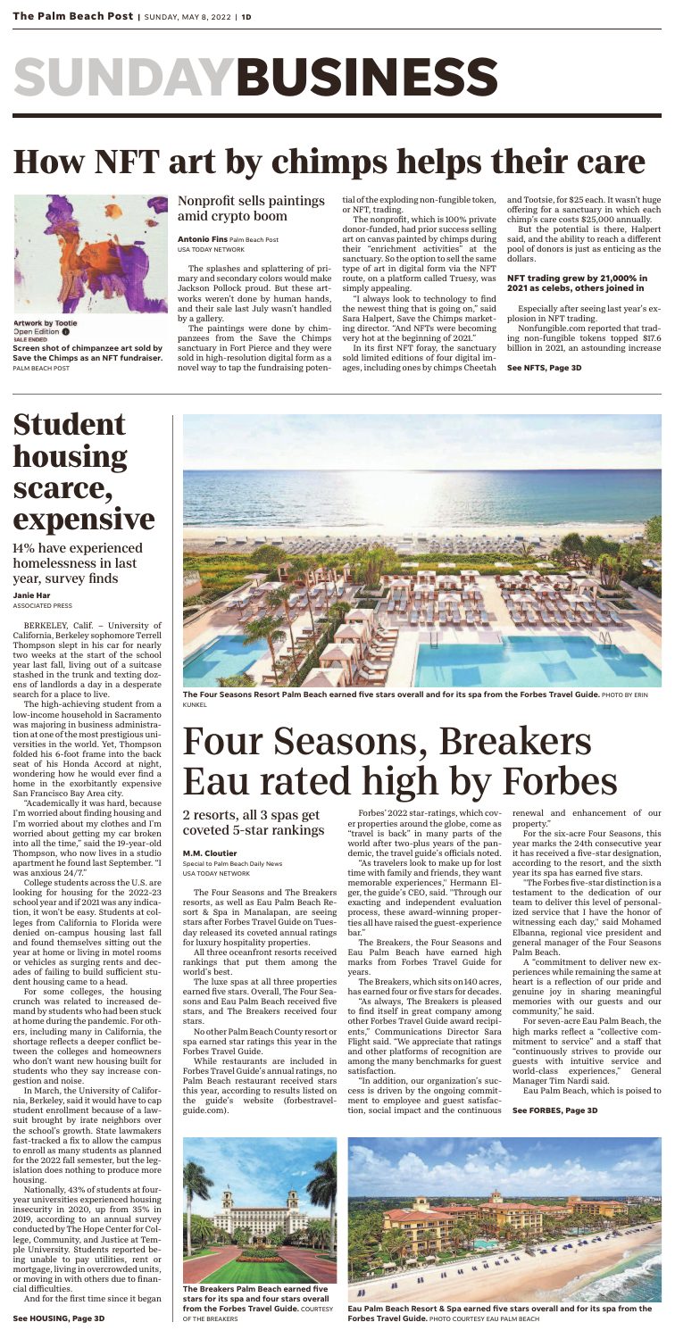# SUNDAY BUSINESS

# How NFT art by chimps helps their care

Artwork by Tootie
Open Edition
SALE ENDED

**Screen shot of chimpanzee art sold by Save the Chimps as an NFT fundraiser.** PALM BEACH POST

## Nonprofit sells paintings amid crypto boom

**Antonio Fins** Palm Beach Post
USA TODAY NETWORK

The splashes and splattering of primary and secondary colors would make Jackson Pollock proud. But these artworks weren't done by human hands, and their sale last July wasn't handled by a gallery.

The paintings were done by chimpanzees from the Save the Chimps sanctuary in Fort Pierce and they were sold in high-resolution digital form as a novel way to tap the fundraising potential of the exploding non-fungible token, or NFT, trading.

The nonprofit, which is 100% private donor-funded, had prior success selling art on canvas painted by chimps during their "enrichment activities" at the sanctuary. So the option to sell the same type of art in digital form via the NFT route, on a platform called Truesy, was simply appealing.

"I always look to technology to find the newest thing that is going on," said Sara Halpert, Save the Chimps marketing director. "And NFTs were becoming very hot at the beginning of 2021."

In its first NFT foray, the sanctuary sold limited editions of four digital images, including ones by chimps Cheetah and Tootsie, for $25 each. It wasn't huge offering for a sanctuary in which each chimp's care costs $25,000 annually.

But the potential is there, Halpert said, and the ability to reach a different pool of donors is just as enticing as the dollars.

### NFT trading grew by 21,000% in 2021 as celebs, others joined in

Especially after seeing last year's explosion in NFT trading.

Nonfungible.com reported that trading non-fungible tokens topped $17.6 billion in 2021, an astounding increase

**See NFTS, Page 3D**

# Student housing scarce, expensive

## 14% have experienced homelessness in last year, survey finds

**Janie Har**
ASSOCIATED PRESS

BERKELEY, Calif. – University of California, Berkeley sophomore Terrell Thompson slept in his car for nearly two weeks at the start of the school year last fall, living out of a suitcase stashed in the trunk and texting dozens of landlords a day in a desperate search for a place to live.

The high-achieving student from a low-income household in Sacramento was majoring in business administration at one of the most prestigious universities in the world. Yet, Thompson folded his 6-foot frame into the back seat of his Honda Accord at night, wondering how he would ever find a home in the exorbitantly expensive San Francisco Bay Area city.

"Academically it was hard, because I'm worried about finding housing and I'm worried about my clothes and I'm worried about getting my car broken into all the time," said the 19-year-old Thompson, who now lives in a studio apartment he found last September. "I was anxious 24/7."

College students across the U.S. are looking for housing for the 2022-23 school year and if 2021 was any indication, it won't be easy. Students at colleges from California to Florida were denied on-campus housing last fall and found themselves sitting out the year at home or living in motel rooms or vehicles as surging rents and decades of failing to build sufficient student housing came to a head.

For some colleges, the housing crunch was related to increased demand by students who had been stuck at home during the pandemic. For others, including many in California, the shortage reflects a deeper conflict between the colleges and homeowners who don't want new housing built for students who they say increase congestion and noise.

In March, the University of California, Berkeley, said it would have to cap student enrollment because of a lawsuit brought by irate neighbors over the school's growth. State lawmakers fast-tracked a fix to allow the campus to enroll as many students as planned for the 2022 fall semester, but the legislation does nothing to produce more housing.

Nationally, 43% of students at four-year universities experienced housing insecurity in 2020, up from 35% in 2019, according to an annual survey conducted by The Hope Center for College, Community, and Justice at Temple University. Students reported being unable to pay utilities, rent or mortgage, living in overcrowded units, or moving in with others due to financial difficulties.

And for the first time since it began

**See HOUSING, Page 3D**

**The Four Seasons Resort Palm Beach earned five stars overall and for its spa from the Forbes Travel Guide.** PHOTO BY ERIN KUNKEL

# Four Seasons, Breakers Eau rated high by Forbes

## 2 resorts, all 3 spas get coveted 5-star rankings

**M.M. Cloutier**
Special to Palm Beach Daily News
USA TODAY NETWORK

The Four Seasons and The Breakers resorts, as well as Eau Palm Beach Resort & Spa in Manalapan, are seeing stars after Forbes Travel Guide on Tuesday released its coveted annual ratings for luxury hospitality properties.

All three oceanfront resorts received rankings that put them among the world's best.

The luxe spas at all three properties earned five stars. Overall, The Four Seasons and Eau Palm Beach received five stars, and The Breakers received four stars.

No other Palm Beach County resort or spa earned star ratings this year in the Forbes Travel Guide.

While restaurants are included in Forbes Travel Guide's annual ratings, no Palm Beach restaurant received stars this year, according to results listed on the guide's website (forbestravelguide.com).

Forbes' 2022 star-ratings, which cover properties around the globe, come as "travel is back" in many parts of the world after two-plus years of the pandemic, the travel guide's officials noted.

"As travelers look to make up for lost time with family and friends, they want memorable experiences," Hermann Elger, the guide's CEO, said. "Through our exacting and independent evaluation process, these award-winning properties all have raised the guest-experience bar."

The Breakers, the Four Seasons and Eau Palm Beach have earned high marks from Forbes Travel Guide for years.

The Breakers, which sits on 140 acres, has earned four or five stars for decades.

"As always, The Breakers is pleased to find itself in great company among other Forbes Travel Guide award recipients," Communications Director Sara Flight said. "We appreciate that ratings and other platforms of recognition are among the many benchmarks for guest satisfaction.

"In addition, our organization's success is driven by the ongoing commitment to employee and guest satisfaction, social impact and the continuous renewal and enhancement of our property."

For the six-acre Four Seasons, this year marks the 24th consecutive year it has received a five-star designation, according to the resort, and the sixth year its spa has earned five stars.

"The Forbes five-star distinction is a testament to the dedication of our team to deliver this level of personalized service that I have the honor of witnessing each day," said Mohamed Elbanna, regional vice president and general manager of the Four Seasons Palm Beach.

A "commitment to deliver new experiences while remaining the same at heart is a reflection of our pride and genuine joy in sharing meaningful memories with our guests and our community," he said.

For seven-acre Eau Palm Beach, the high marks reflect a "collective commitment to service" and a staff that "continuously strives to provide our guests with intuitive service and world-class experiences," General Manager Tim Nardi said.

Eau Palm Beach, which is poised to

**See FORBES, Page 3D**

**The Breakers Palm Beach earned five stars for its spa and four stars overall from the Forbes Travel Guide.** COURTESY OF THE BREAKERS

**Eau Palm Beach Resort & Spa earned five stars overall and for its spa from the Forbes Travel Guide.** PHOTO COURTESY EAU PALM BEACH